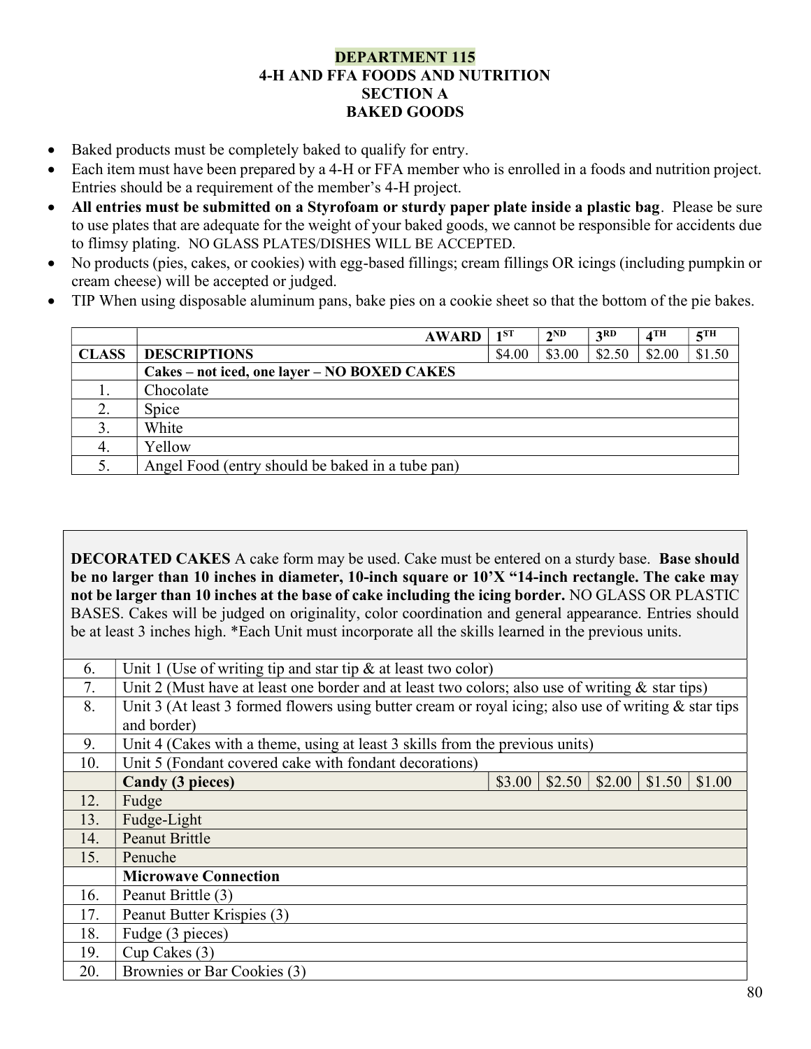# DEPARTMENT 115
## 4-H AND FFA FOODS AND NUTRITION
## SECTION A
## BAKED GOODS

- Baked products must be completely baked to qualify for entry.
- Each item must have been prepared by a 4-H or FFA member who is enrolled in a foods and nutrition project. Entries should be a requirement of the member's 4-H project.
- **All entries must be submitted on a Styrofoam or sturdy paper plate inside a plastic bag**. Please be sure to use plates that are adequate for the weight of your baked goods, we cannot be responsible for accidents due to flimsy plating. NO GLASS PLATES/DISHES WILL BE ACCEPTED.
- No products (pies, cakes, or cookies) with egg-based fillings; cream fillings OR icings (including pumpkin or cream cheese) will be accepted or judged.
- TIP When using disposable aluminum pans, bake pies on a cookie sheet so that the bottom of the pie bakes.

| | **AWARD** | 1ST | 2ND | 3RD | 4TH | 5TH |
|---|---|---|---|---|---|---|
| **CLASS** | **DESCRIPTIONS** | $4.00 | $3.00 | $2.50 | $2.00 | $1.50 |
| | **Cakes – not iced, one layer – NO BOXED CAKES** | | | | | |
| 1. | Chocolate | | | | | |
| 2. | Spice | | | | | |
| 3. | White | | | | | |
| 4. | Yellow | | | | | |
| 5. | Angel Food (entry should be baked in a tube pan) | | | | | |

**DECORATED CAKES** A cake form may be used. Cake must be entered on a sturdy base. **Base should be no larger than 10 inches in diameter, 10-inch square or 10'X "14-inch rectangle. The cake may not be larger than 10 inches at the base of cake including the icing border.** NO GLASS OR PLASTIC BASES. Cakes will be judged on originality, color coordination and general appearance. Entries should be at least 3 inches high. *Each Unit must incorporate all the skills learned in the previous units.

| | | | | | | |
|---|---|---|---|---|---|---|
| 6. | Unit 1 (Use of writing tip and star tip & at least two color) | | | | | |
| 7. | Unit 2 (Must have at least one border and at least two colors; also use of writing & star tips) | | | | | |
| 8. | Unit 3 (At least 3 formed flowers using butter cream or royal icing; also use of writing & star tips and border) | | | | | |
| 9. | Unit 4 (Cakes with a theme, using at least 3 skills from the previous units) | | | | | |
| 10. | Unit 5 (Fondant covered cake with fondant decorations) | | | | | |
| | **Candy (3 pieces)** | $3.00 | $2.50 | $2.00 | $1.50 | $1.00 |
| 12. | Fudge | | | | | |
| 13. | Fudge-Light | | | | | |
| 14. | Peanut Brittle | | | | | |
| 15. | Penuche | | | | | |
| | **Microwave Connection** | | | | | |
| 16. | Peanut Brittle (3) | | | | | |
| 17. | Peanut Butter Krispies (3) | | | | | |
| 18. | Fudge (3 pieces) | | | | | |
| 19. | Cup Cakes (3) | | | | | |
| 20. | Brownies or Bar Cookies (3) | | | | | |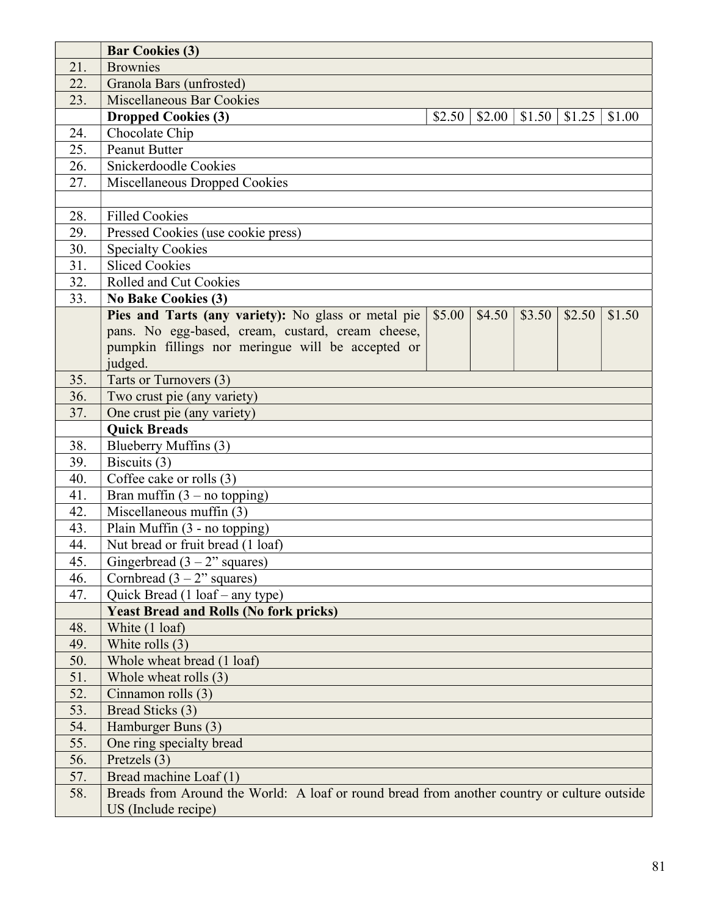| | | | | | | |
|---|---|---|---|---|---|---|
| | **Bar Cookies (3)** | | | | | |
| 21. | Brownies | | | | | |
| 22. | Granola Bars (unfrosted) | | | | | |
| 23. | Miscellaneous Bar Cookies | | | | | |
| | **Dropped Cookies (3)** | $2.50 | $2.00 | $1.50 | $1.25 | $1.00 |
| 24. | Chocolate Chip | | | | | |
| 25. | Peanut Butter | | | | | |
| 26. | Snickerdoodle Cookies | | | | | |
| 27. | Miscellaneous Dropped Cookies | | | | | |
| | | | | | | |
| 28. | Filled Cookies | | | | | |
| 29. | Pressed Cookies (use cookie press) | | | | | |
| 30. | Specialty Cookies | | | | | |
| 31. | Sliced Cookies | | | | | |
| 32. | Rolled and Cut Cookies | | | | | |
| 33. | **No Bake Cookies (3)** | | | | | |
| | **Pies and Tarts (any variety):** No glass or metal pie pans. No egg-based, cream, custard, cream cheese, pumpkin fillings nor meringue will be accepted or judged. | $5.00 | $4.50 | $3.50 | $2.50 | $1.50 |
| 35. | Tarts or Turnovers (3) | | | | | |
| 36. | Two crust pie (any variety) | | | | | |
| 37. | One crust pie (any variety) | | | | | |
| | **Quick Breads** | | | | | |
| 38. | Blueberry Muffins (3) | | | | | |
| 39. | Biscuits (3) | | | | | |
| 40. | Coffee cake or rolls (3) | | | | | |
| 41. | Bran muffin (3 – no topping) | | | | | |
| 42. | Miscellaneous muffin (3) | | | | | |
| 43. | Plain Muffin (3 - no topping) | | | | | |
| 44. | Nut bread or fruit bread (1 loaf) | | | | | |
| 45. | Gingerbread (3 – 2" squares) | | | | | |
| 46. | Cornbread (3 – 2" squares) | | | | | |
| 47. | Quick Bread (1 loaf – any type) | | | | | |
| | **Yeast Bread and Rolls (No fork pricks)** | | | | | |
| 48. | White (1 loaf) | | | | | |
| 49. | White rolls (3) | | | | | |
| 50. | Whole wheat bread (1 loaf) | | | | | |
| 51. | Whole wheat rolls (3) | | | | | |
| 52. | Cinnamon rolls (3) | | | | | |
| 53. | Bread Sticks (3) | | | | | |
| 54. | Hamburger Buns (3) | | | | | |
| 55. | One ring specialty bread | | | | | |
| 56. | Pretzels (3) | | | | | |
| 57. | Bread machine Loaf (1) | | | | | |
| 58. | Breads from Around the World: A loaf or round bread from another country or culture outside US (Include recipe) | | | | | |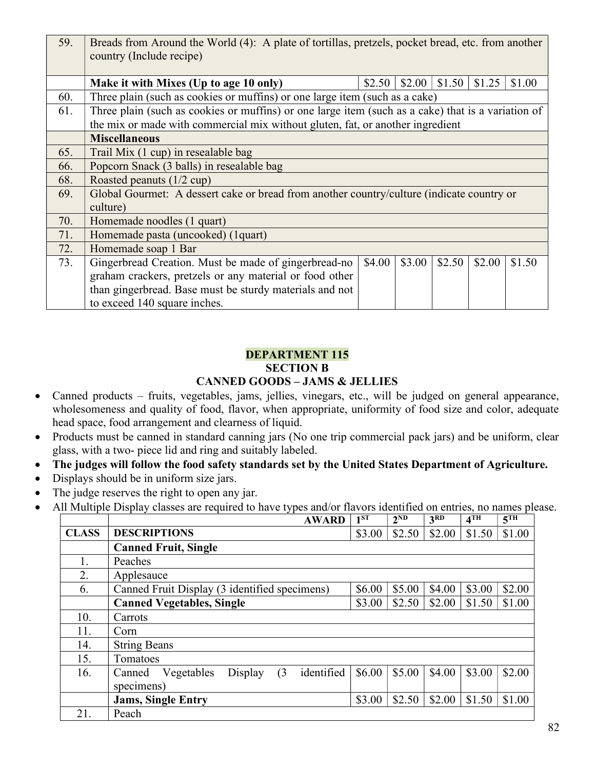| | | | | | | |
|---|---|---|---|---|---|---|
| 59. | Breads from Around the World (4): A plate of tortillas, pretzels, pocket bread, etc. from another country (Include recipe) | | | | | |
| | **Make it with Mixes (Up to age 10 only)** | $2.50 | $2.00 | $1.50 | $1.25 | $1.00 |
| 60. | Three plain (such as cookies or muffins) or one large item (such as a cake) | | | | | |
| 61. | Three plain (such as cookies or muffins) or one large item (such as a cake) that is a variation of the mix or made with commercial mix without gluten, fat, or another ingredient | | | | | |
| | **Miscellaneous** | | | | | |
| 65. | Trail Mix (1 cup) in resealable bag | | | | | |
| 66. | Popcorn Snack (3 balls) in resealable bag | | | | | |
| 68. | Roasted peanuts (1/2 cup) | | | | | |
| 69. | Global Gourmet: A dessert cake or bread from another country/culture (indicate country or culture) | | | | | |
| 70. | Homemade noodles (1 quart) | | | | | |
| 71. | Homemade pasta (uncooked) (1quart) | | | | | |
| 72. | Homemade soap 1 Bar | | | | | |
| 73. | Gingerbread Creation. Must be made of gingerbread-no graham crackers, pretzels or any material or food other than gingerbread. Base must be sturdy materials and not to exceed 140 square inches. | $4.00 | $3.00 | $2.50 | $2.00 | $1.50 |

# DEPARTMENT 115
## SECTION B
## CANNED GOODS – JAMS & JELLIES

- Canned products – fruits, vegetables, jams, jellies, vinegars, etc., will be judged on general appearance, wholesomeness and quality of food, flavor, when appropriate, uniformity of food size and color, adequate head space, food arrangement and clearness of liquid.
- Products must be canned in standard canning jars (No one trip commercial pack jars) and be uniform, clear glass, with a two- piece lid and ring and suitably labeled.
- **The judges will follow the food safety standards set by the United States Department of Agriculture.**
- Displays should be in uniform size jars.
- The judge reserves the right to open any jar.
- All Multiple Display classes are required to have types and/or flavors identified on entries, no names please.

| | AWARD | 1ST | 2ND | 3RD | 4TH | 5TH |
|---|---|---|---|---|---|---|
| **CLASS** | **DESCRIPTIONS** | $3.00 | $2.50 | $2.00 | $1.50 | $1.00 |
| | **Canned Fruit, Single** | | | | | |
| 1. | Peaches | | | | | |
| 2. | Applesauce | | | | | |
| 6. | Canned Fruit Display (3 identified specimens) | $6.00 | $5.00 | $4.00 | $3.00 | $2.00 |
| | **Canned Vegetables, Single** | $3.00 | $2.50 | $2.00 | $1.50 | $1.00 |
| 10. | Carrots | | | | | |
| 11. | Corn | | | | | |
| 14. | String Beans | | | | | |
| 15. | Tomatoes | | | | | |
| 16. | Canned Vegetables Display (3 identified specimens) | $6.00 | $5.00 | $4.00 | $3.00 | $2.00 |
| | **Jams, Single Entry** | $3.00 | $2.50 | $2.00 | $1.50 | $1.00 |
| 21. | Peach | | | | | |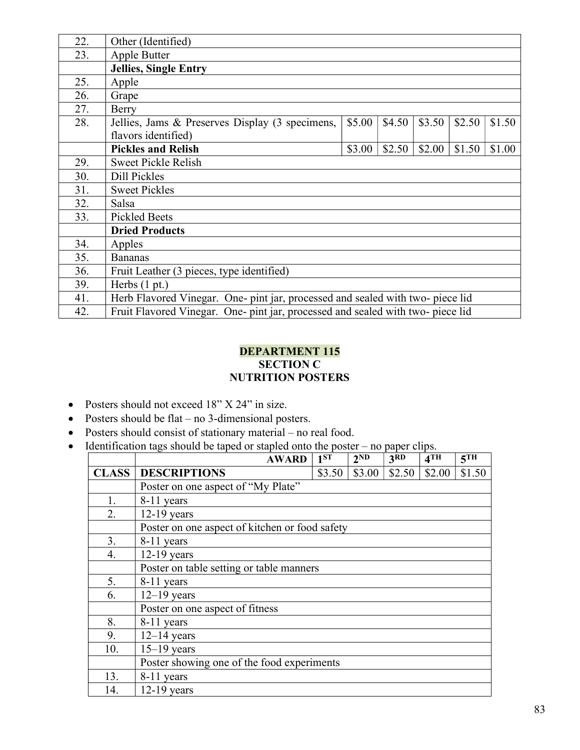| | | | | | | |
|---|---|---|---|---|---|---|
| 22. | Other (Identified) | | | | | |
| 23. | Apple Butter | | | | | |
| | **Jellies, Single Entry** | | | | | |
| 25. | Apple | | | | | |
| 26. | Grape | | | | | |
| 27. | Berry | | | | | |
| 28. | Jellies, Jams & Preserves Display (3 specimens, flavors identified) | $5.00 | $4.50 | $3.50 | $2.50 | $1.50 |
| | **Pickles and Relish** | $3.00 | $2.50 | $2.00 | $1.50 | $1.00 |
| 29. | Sweet Pickle Relish | | | | | |
| 30. | Dill Pickles | | | | | |
| 31. | Sweet Pickles | | | | | |
| 32. | Salsa | | | | | |
| 33. | Pickled Beets | | | | | |
| | **Dried Products** | | | | | |
| 34. | Apples | | | | | |
| 35. | Bananas | | | | | |
| 36. | Fruit Leather (3 pieces, type identified) | | | | | |
| 39. | Herbs (1 pt.) | | | | | |
| 41. | Herb Flavored Vinegar. One- pint jar, processed and sealed with two- piece lid | | | | | |
| 42. | Fruit Flavored Vinegar. One- pint jar, processed and sealed with two- piece lid | | | | | |

## DEPARTMENT 115
### SECTION C
### NUTRITION POSTERS

- Posters should not exceed 18" X 24" in size.
- Posters should be flat – no 3-dimensional posters.
- Posters should consist of stationary material – no real food.
- Identification tags should be taped or stapled onto the poster – no paper clips.

| | **AWARD** | **1ST** | **2ND** | **3RD** | **4TH** | **5TH** |
|---|---|---|---|---|---|---|
| **CLASS** | **DESCRIPTIONS** | $3.50 | $3.00 | $2.50 | $2.00 | $1.50 |
| | Poster on one aspect of "My Plate" | | | | | |
| 1. | 8-11 years | | | | | |
| 2. | 12-19 years | | | | | |
| | Poster on one aspect of kitchen or food safety | | | | | |
| 3. | 8-11 years | | | | | |
| 4. | 12-19 years | | | | | |
| | Poster on table setting or table manners | | | | | |
| 5. | 8-11 years | | | | | |
| 6. | 12–19 years | | | | | |
| | Poster on one aspect of fitness | | | | | |
| 8. | 8-11 years | | | | | |
| 9. | 12–14 years | | | | | |
| 10. | 15–19 years | | | | | |
| | Poster showing one of the food experiments | | | | | |
| 13. | 8-11 years | | | | | |
| 14. | 12-19 years | | | | | |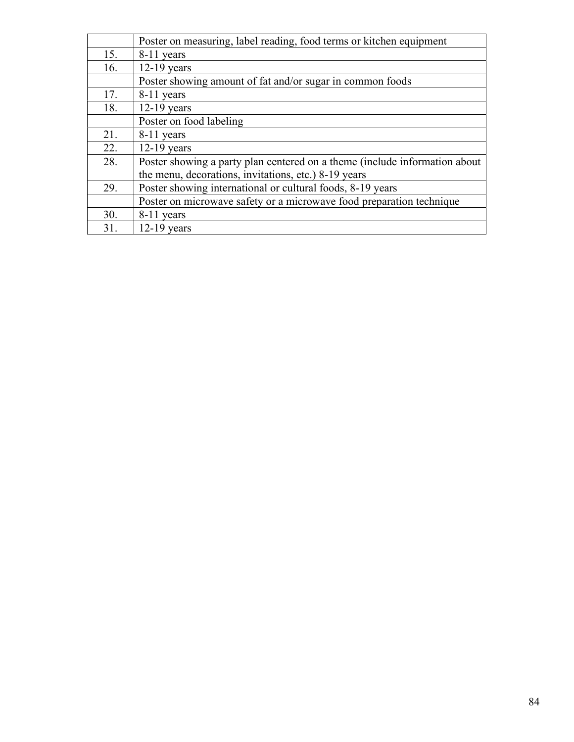| | |
|---|---|
| | Poster on measuring, label reading, food terms or kitchen equipment |
| 15. | 8-11 years |
| 16. | 12-19 years |
| | Poster showing amount of fat and/or sugar in common foods |
| 17. | 8-11 years |
| 18. | 12-19 years |
| | Poster on food labeling |
| 21. | 8-11 years |
| 22. | 12-19 years |
| 28. | Poster showing a party plan centered on a theme (include information about the menu, decorations, invitations, etc.) 8-19 years |
| 29. | Poster showing international or cultural foods, 8-19 years |
| | Poster on microwave safety or a microwave food preparation technique |
| 30. | 8-11 years |
| 31. | 12-19 years |